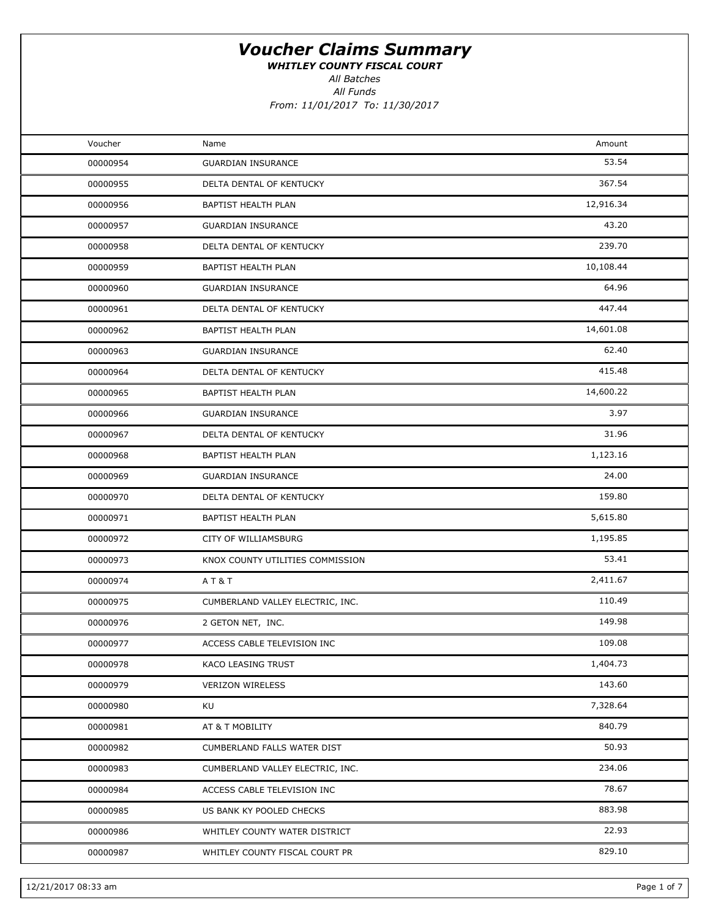# *Voucher Claims Summary*

***WHITLEY COUNTY FISCAL COURT***

*All Batches*

*All Funds*

*From: 11/01/2017 To: 11/30/2017*

| Voucher | Name | Amount |
|---|---|---|
| 00000954 | GUARDIAN INSURANCE | 53.54 |
| 00000955 | DELTA DENTAL OF KENTUCKY | 367.54 |
| 00000956 | BAPTIST HEALTH PLAN | 12,916.34 |
| 00000957 | GUARDIAN INSURANCE | 43.20 |
| 00000958 | DELTA DENTAL OF KENTUCKY | 239.70 |
| 00000959 | BAPTIST HEALTH PLAN | 10,108.44 |
| 00000960 | GUARDIAN INSURANCE | 64.96 |
| 00000961 | DELTA DENTAL OF KENTUCKY | 447.44 |
| 00000962 | BAPTIST HEALTH PLAN | 14,601.08 |
| 00000963 | GUARDIAN INSURANCE | 62.40 |
| 00000964 | DELTA DENTAL OF KENTUCKY | 415.48 |
| 00000965 | BAPTIST HEALTH PLAN | 14,600.22 |
| 00000966 | GUARDIAN INSURANCE | 3.97 |
| 00000967 | DELTA DENTAL OF KENTUCKY | 31.96 |
| 00000968 | BAPTIST HEALTH PLAN | 1,123.16 |
| 00000969 | GUARDIAN INSURANCE | 24.00 |
| 00000970 | DELTA DENTAL OF KENTUCKY | 159.80 |
| 00000971 | BAPTIST HEALTH PLAN | 5,615.80 |
| 00000972 | CITY OF WILLIAMSBURG | 1,195.85 |
| 00000973 | KNOX COUNTY UTILITIES COMMISSION | 53.41 |
| 00000974 | A T & T | 2,411.67 |
| 00000975 | CUMBERLAND VALLEY ELECTRIC, INC. | 110.49 |
| 00000976 | 2 GETON NET, INC. | 149.98 |
| 00000977 | ACCESS CABLE TELEVISION INC | 109.08 |
| 00000978 | KACO LEASING TRUST | 1,404.73 |
| 00000979 | VERIZON WIRELESS | 143.60 |
| 00000980 | KU | 7,328.64 |
| 00000981 | AT & T MOBILITY | 840.79 |
| 00000982 | CUMBERLAND FALLS WATER DIST | 50.93 |
| 00000983 | CUMBERLAND VALLEY ELECTRIC, INC. | 234.06 |
| 00000984 | ACCESS CABLE TELEVISION INC | 78.67 |
| 00000985 | US BANK KY POOLED CHECKS | 883.98 |
| 00000986 | WHITLEY COUNTY WATER DISTRICT | 22.93 |
| 00000987 | WHITLEY COUNTY FISCAL COURT PR | 829.10 |

12/21/2017 08:33 am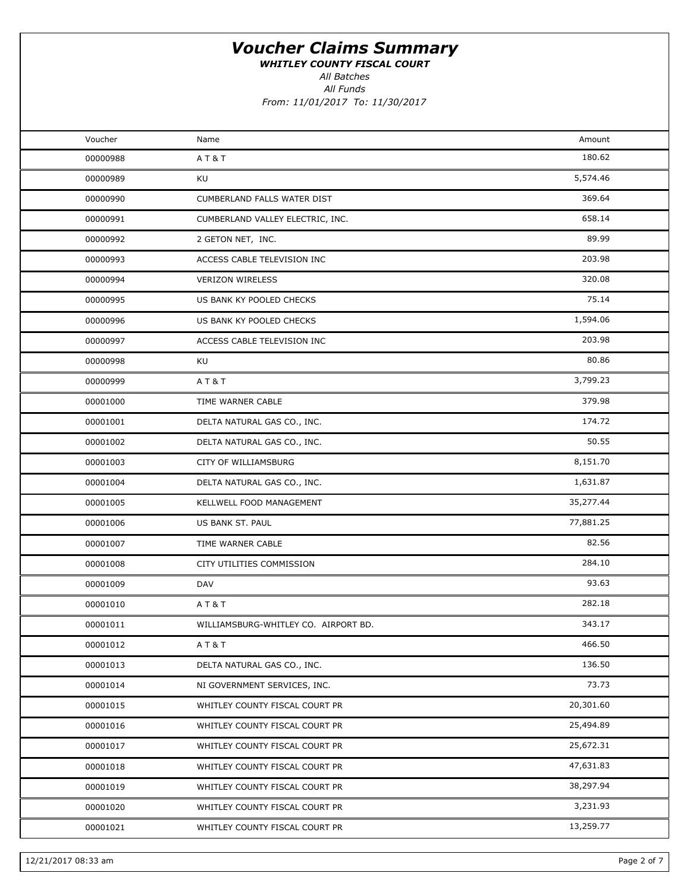# *Voucher Claims Summary*

***WHITLEY COUNTY FISCAL COURT***

*All Batches*

*All Funds*

*From: 11/01/2017 To: 11/30/2017*

| Voucher | Name | Amount |
|---|---|---|
| 00000988 | A T & T | 180.62 |
| 00000989 | KU | 5,574.46 |
| 00000990 | CUMBERLAND FALLS WATER DIST | 369.64 |
| 00000991 | CUMBERLAND VALLEY ELECTRIC, INC. | 658.14 |
| 00000992 | 2 GETON NET, INC. | 89.99 |
| 00000993 | ACCESS CABLE TELEVISION INC | 203.98 |
| 00000994 | VERIZON WIRELESS | 320.08 |
| 00000995 | US BANK KY POOLED CHECKS | 75.14 |
| 00000996 | US BANK KY POOLED CHECKS | 1,594.06 |
| 00000997 | ACCESS CABLE TELEVISION INC | 203.98 |
| 00000998 | KU | 80.86 |
| 00000999 | A T & T | 3,799.23 |
| 00001000 | TIME WARNER CABLE | 379.98 |
| 00001001 | DELTA NATURAL GAS CO., INC. | 174.72 |
| 00001002 | DELTA NATURAL GAS CO., INC. | 50.55 |
| 00001003 | CITY OF WILLIAMSBURG | 8,151.70 |
| 00001004 | DELTA NATURAL GAS CO., INC. | 1,631.87 |
| 00001005 | KELLWELL FOOD MANAGEMENT | 35,277.44 |
| 00001006 | US BANK ST. PAUL | 77,881.25 |
| 00001007 | TIME WARNER CABLE | 82.56 |
| 00001008 | CITY UTILITIES COMMISSION | 284.10 |
| 00001009 | DAV | 93.63 |
| 00001010 | A T & T | 282.18 |
| 00001011 | WILLIAMSBURG-WHITLEY CO. AIRPORT BD. | 343.17 |
| 00001012 | A T & T | 466.50 |
| 00001013 | DELTA NATURAL GAS CO., INC. | 136.50 |
| 00001014 | NI GOVERNMENT SERVICES, INC. | 73.73 |
| 00001015 | WHITLEY COUNTY FISCAL COURT PR | 20,301.60 |
| 00001016 | WHITLEY COUNTY FISCAL COURT PR | 25,494.89 |
| 00001017 | WHITLEY COUNTY FISCAL COURT PR | 25,672.31 |
| 00001018 | WHITLEY COUNTY FISCAL COURT PR | 47,631.83 |
| 00001019 | WHITLEY COUNTY FISCAL COURT PR | 38,297.94 |
| 00001020 | WHITLEY COUNTY FISCAL COURT PR | 3,231.93 |
| 00001021 | WHITLEY COUNTY FISCAL COURT PR | 13,259.77 |

12/21/2017 08:33 am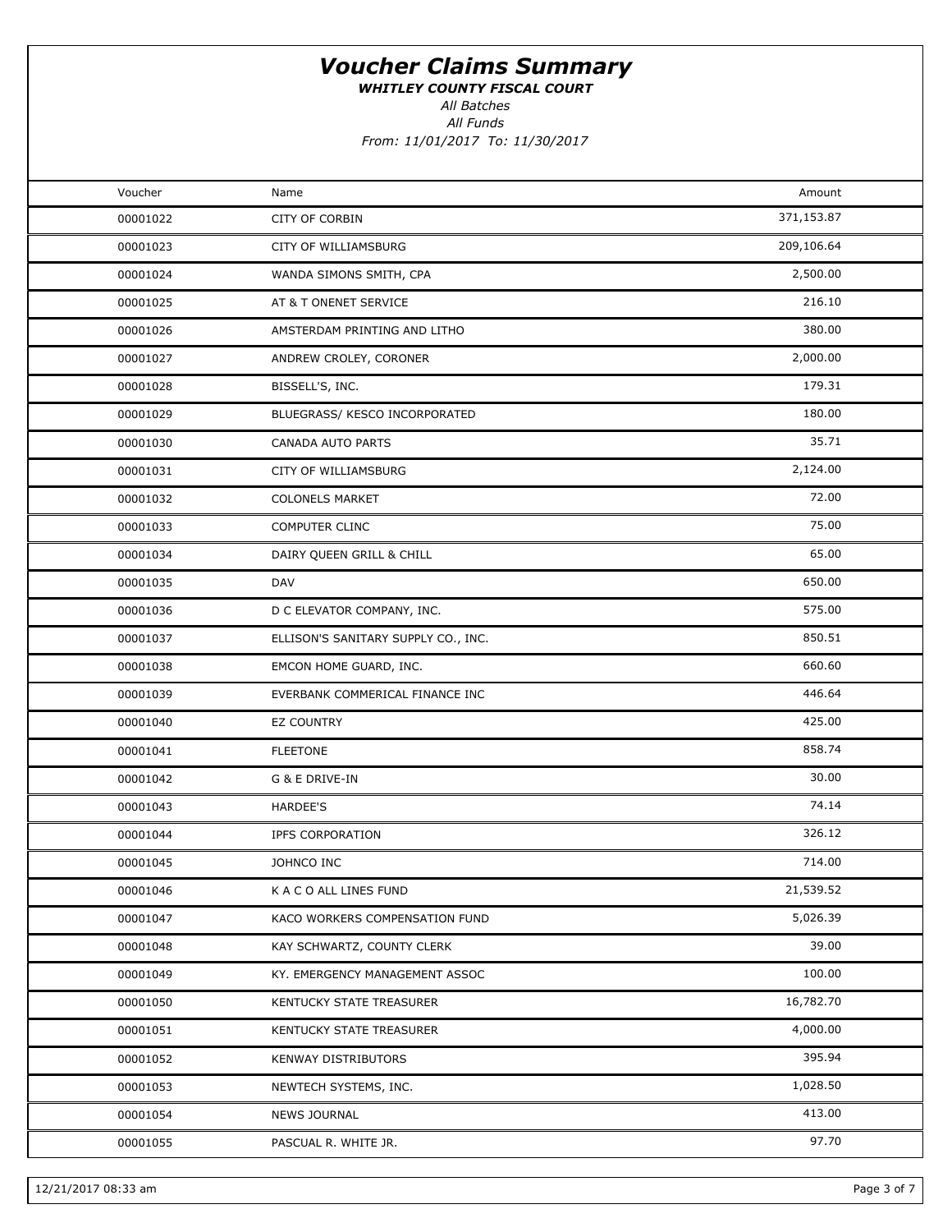# Voucher Claims Summary

***WHITLEY COUNTY FISCAL COURT***

*All Batches*

*All Funds*

*From: 11/01/2017 To: 11/30/2017*

| Voucher | Name | Amount |
|---|---|---|
| 00001022 | CITY OF CORBIN | 371,153.87 |
| 00001023 | CITY OF WILLIAMSBURG | 209,106.64 |
| 00001024 | WANDA SIMONS SMITH, CPA | 2,500.00 |
| 00001025 | AT & T ONENET SERVICE | 216.10 |
| 00001026 | AMSTERDAM PRINTING AND LITHO | 380.00 |
| 00001027 | ANDREW CROLEY, CORONER | 2,000.00 |
| 00001028 | BISSELL'S, INC. | 179.31 |
| 00001029 | BLUEGRASS/ KESCO INCORPORATED | 180.00 |
| 00001030 | CANADA AUTO PARTS | 35.71 |
| 00001031 | CITY OF WILLIAMSBURG | 2,124.00 |
| 00001032 | COLONELS MARKET | 72.00 |
| 00001033 | COMPUTER CLINC | 75.00 |
| 00001034 | DAIRY QUEEN GRILL & CHILL | 65.00 |
| 00001035 | DAV | 650.00 |
| 00001036 | D C ELEVATOR COMPANY, INC. | 575.00 |
| 00001037 | ELLISON'S SANITARY SUPPLY CO., INC. | 850.51 |
| 00001038 | EMCON HOME GUARD, INC. | 660.60 |
| 00001039 | EVERBANK COMMERICAL FINANCE INC | 446.64 |
| 00001040 | EZ COUNTRY | 425.00 |
| 00001041 | FLEETONE | 858.74 |
| 00001042 | G & E DRIVE-IN | 30.00 |
| 00001043 | HARDEE'S | 74.14 |
| 00001044 | IPFS CORPORATION | 326.12 |
| 00001045 | JOHNCO INC | 714.00 |
| 00001046 | K A C O ALL LINES FUND | 21,539.52 |
| 00001047 | KACO WORKERS COMPENSATION FUND | 5,026.39 |
| 00001048 | KAY SCHWARTZ, COUNTY CLERK | 39.00 |
| 00001049 | KY. EMERGENCY MANAGEMENT ASSOC | 100.00 |
| 00001050 | KENTUCKY STATE TREASURER | 16,782.70 |
| 00001051 | KENTUCKY STATE TREASURER | 4,000.00 |
| 00001052 | KENWAY DISTRIBUTORS | 395.94 |
| 00001053 | NEWTECH SYSTEMS, INC. | 1,028.50 |
| 00001054 | NEWS JOURNAL | 413.00 |
| 00001055 | PASCUAL R. WHITE JR. | 97.70 |

12/21/2017 08:33 am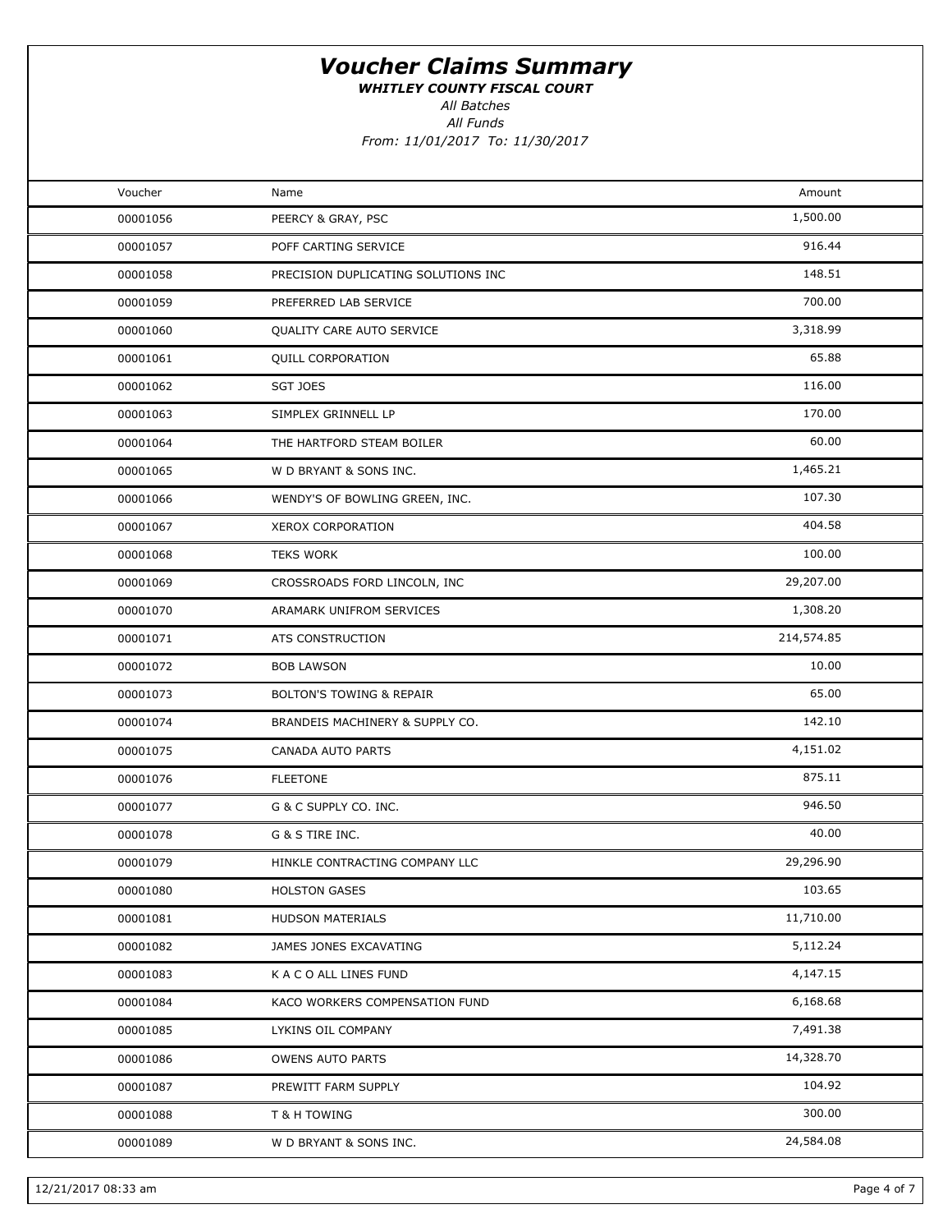# Voucher Claims Summary

***WHITLEY COUNTY FISCAL COURT***

*All Batches*

*All Funds*

*From: 11/01/2017 To: 11/30/2017*

| Voucher | Name | Amount |
|---|---|---|
| 00001056 | PEERCY & GRAY, PSC | 1,500.00 |
| 00001057 | POFF CARTING SERVICE | 916.44 |
| 00001058 | PRECISION DUPLICATING SOLUTIONS INC | 148.51 |
| 00001059 | PREFERRED LAB SERVICE | 700.00 |
| 00001060 | QUALITY CARE AUTO SERVICE | 3,318.99 |
| 00001061 | QUILL CORPORATION | 65.88 |
| 00001062 | SGT JOES | 116.00 |
| 00001063 | SIMPLEX GRINNELL LP | 170.00 |
| 00001064 | THE HARTFORD STEAM BOILER | 60.00 |
| 00001065 | W D BRYANT & SONS INC. | 1,465.21 |
| 00001066 | WENDY'S OF BOWLING GREEN, INC. | 107.30 |
| 00001067 | XEROX CORPORATION | 404.58 |
| 00001068 | TEKS WORK | 100.00 |
| 00001069 | CROSSROADS FORD LINCOLN, INC | 29,207.00 |
| 00001070 | ARAMARK UNIFROM SERVICES | 1,308.20 |
| 00001071 | ATS CONSTRUCTION | 214,574.85 |
| 00001072 | BOB LAWSON | 10.00 |
| 00001073 | BOLTON'S TOWING & REPAIR | 65.00 |
| 00001074 | BRANDEIS MACHINERY & SUPPLY CO. | 142.10 |
| 00001075 | CANADA AUTO PARTS | 4,151.02 |
| 00001076 | FLEETONE | 875.11 |
| 00001077 | G & C SUPPLY CO. INC. | 946.50 |
| 00001078 | G & S TIRE INC. | 40.00 |
| 00001079 | HINKLE CONTRACTING COMPANY LLC | 29,296.90 |
| 00001080 | HOLSTON GASES | 103.65 |
| 00001081 | HUDSON MATERIALS | 11,710.00 |
| 00001082 | JAMES JONES EXCAVATING | 5,112.24 |
| 00001083 | K A C O ALL LINES FUND | 4,147.15 |
| 00001084 | KACO WORKERS COMPENSATION FUND | 6,168.68 |
| 00001085 | LYKINS OIL COMPANY | 7,491.38 |
| 00001086 | OWENS AUTO PARTS | 14,328.70 |
| 00001087 | PREWITT FARM SUPPLY | 104.92 |
| 00001088 | T & H TOWING | 300.00 |
| 00001089 | W D BRYANT & SONS INC. | 24,584.08 |

12/21/2017 08:33 am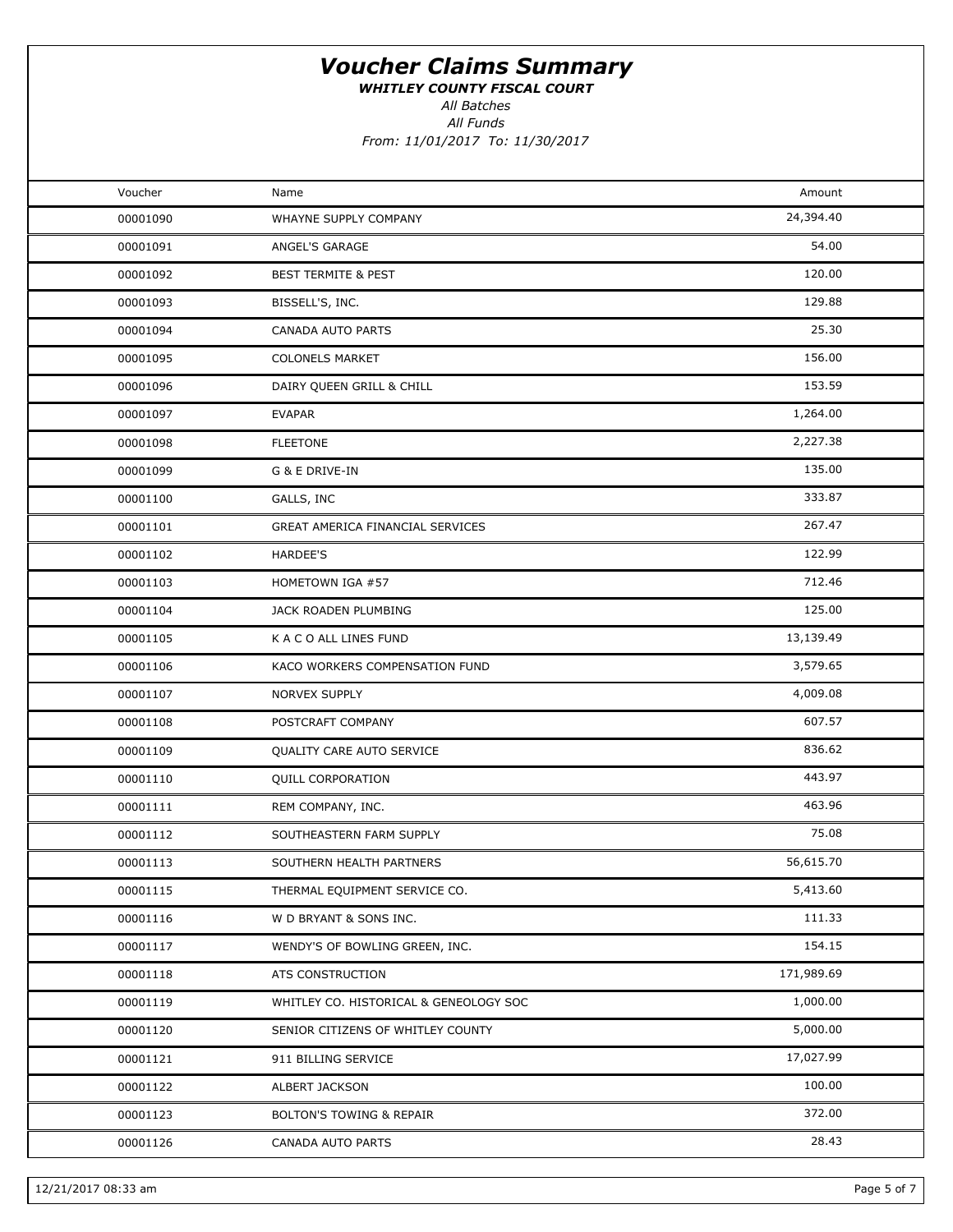# Voucher Claims Summary

***WHITLEY COUNTY FISCAL COURT***

*All Batches*

*All Funds*

*From: 11/01/2017 To: 11/30/2017*

| Voucher | Name | Amount |
|---|---|---|
| 00001090 | WHAYNE SUPPLY COMPANY | 24,394.40 |
| 00001091 | ANGEL'S GARAGE | 54.00 |
| 00001092 | BEST TERMITE & PEST | 120.00 |
| 00001093 | BISSELL'S, INC. | 129.88 |
| 00001094 | CANADA AUTO PARTS | 25.30 |
| 00001095 | COLONELS MARKET | 156.00 |
| 00001096 | DAIRY QUEEN GRILL & CHILL | 153.59 |
| 00001097 | EVAPAR | 1,264.00 |
| 00001098 | FLEETONE | 2,227.38 |
| 00001099 | G & E DRIVE-IN | 135.00 |
| 00001100 | GALLS, INC | 333.87 |
| 00001101 | GREAT AMERICA FINANCIAL SERVICES | 267.47 |
| 00001102 | HARDEE'S | 122.99 |
| 00001103 | HOMETOWN IGA #57 | 712.46 |
| 00001104 | JACK ROADEN PLUMBING | 125.00 |
| 00001105 | K A C O ALL LINES FUND | 13,139.49 |
| 00001106 | KACO WORKERS COMPENSATION FUND | 3,579.65 |
| 00001107 | NORVEX SUPPLY | 4,009.08 |
| 00001108 | POSTCRAFT COMPANY | 607.57 |
| 00001109 | QUALITY CARE AUTO SERVICE | 836.62 |
| 00001110 | QUILL CORPORATION | 443.97 |
| 00001111 | REM COMPANY, INC. | 463.96 |
| 00001112 | SOUTHEASTERN FARM SUPPLY | 75.08 |
| 00001113 | SOUTHERN HEALTH PARTNERS | 56,615.70 |
| 00001115 | THERMAL EQUIPMENT SERVICE CO. | 5,413.60 |
| 00001116 | W D BRYANT & SONS INC. | 111.33 |
| 00001117 | WENDY'S OF BOWLING GREEN, INC. | 154.15 |
| 00001118 | ATS CONSTRUCTION | 171,989.69 |
| 00001119 | WHITLEY CO. HISTORICAL & GENEOLOGY SOC | 1,000.00 |
| 00001120 | SENIOR CITIZENS OF WHITLEY COUNTY | 5,000.00 |
| 00001121 | 911 BILLING SERVICE | 17,027.99 |
| 00001122 | ALBERT JACKSON | 100.00 |
| 00001123 | BOLTON'S TOWING & REPAIR | 372.00 |
| 00001126 | CANADA AUTO PARTS | 28.43 |

12/21/2017 08:33 am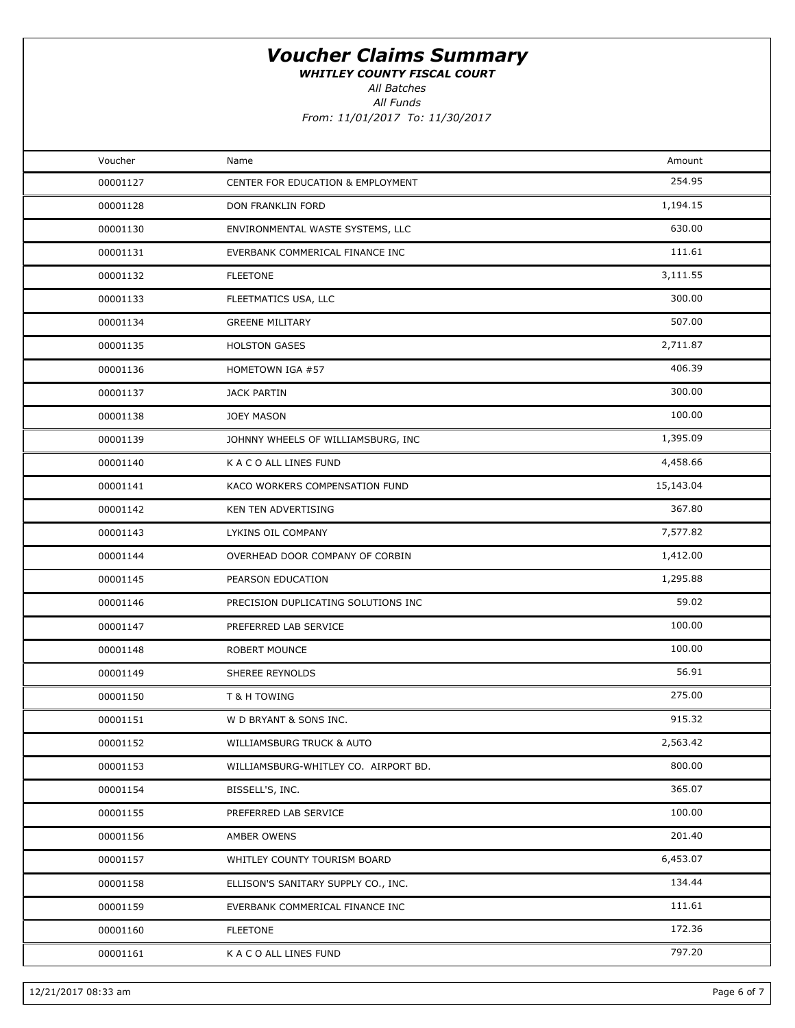# Voucher Claims Summary

***WHITLEY COUNTY FISCAL COURT***

*All Batches*

*All Funds*

*From: 11/01/2017 To: 11/30/2017*

| Voucher | Name | Amount |
|---|---|---|
| 00001127 | CENTER FOR EDUCATION & EMPLOYMENT | 254.95 |
| 00001128 | DON FRANKLIN FORD | 1,194.15 |
| 00001130 | ENVIRONMENTAL WASTE SYSTEMS, LLC | 630.00 |
| 00001131 | EVERBANK COMMERICAL FINANCE INC | 111.61 |
| 00001132 | FLEETONE | 3,111.55 |
| 00001133 | FLEETMATICS USA, LLC | 300.00 |
| 00001134 | GREENE MILITARY | 507.00 |
| 00001135 | HOLSTON GASES | 2,711.87 |
| 00001136 | HOMETOWN IGA #57 | 406.39 |
| 00001137 | JACK PARTIN | 300.00 |
| 00001138 | JOEY MASON | 100.00 |
| 00001139 | JOHNNY WHEELS OF WILLIAMSBURG, INC | 1,395.09 |
| 00001140 | K A C O ALL LINES FUND | 4,458.66 |
| 00001141 | KACO WORKERS COMPENSATION FUND | 15,143.04 |
| 00001142 | KEN TEN ADVERTISING | 367.80 |
| 00001143 | LYKINS OIL COMPANY | 7,577.82 |
| 00001144 | OVERHEAD DOOR COMPANY OF CORBIN | 1,412.00 |
| 00001145 | PEARSON EDUCATION | 1,295.88 |
| 00001146 | PRECISION DUPLICATING SOLUTIONS INC | 59.02 |
| 00001147 | PREFERRED LAB SERVICE | 100.00 |
| 00001148 | ROBERT MOUNCE | 100.00 |
| 00001149 | SHEREE REYNOLDS | 56.91 |
| 00001150 | T & H TOWING | 275.00 |
| 00001151 | W D BRYANT & SONS INC. | 915.32 |
| 00001152 | WILLIAMSBURG TRUCK & AUTO | 2,563.42 |
| 00001153 | WILLIAMSBURG-WHITLEY CO. AIRPORT BD. | 800.00 |
| 00001154 | BISSELL'S, INC. | 365.07 |
| 00001155 | PREFERRED LAB SERVICE | 100.00 |
| 00001156 | AMBER OWENS | 201.40 |
| 00001157 | WHITLEY COUNTY TOURISM BOARD | 6,453.07 |
| 00001158 | ELLISON'S SANITARY SUPPLY CO., INC. | 134.44 |
| 00001159 | EVERBANK COMMERICAL FINANCE INC | 111.61 |
| 00001160 | FLEETONE | 172.36 |
| 00001161 | K A C O ALL LINES FUND | 797.20 |

12/21/2017 08:33 am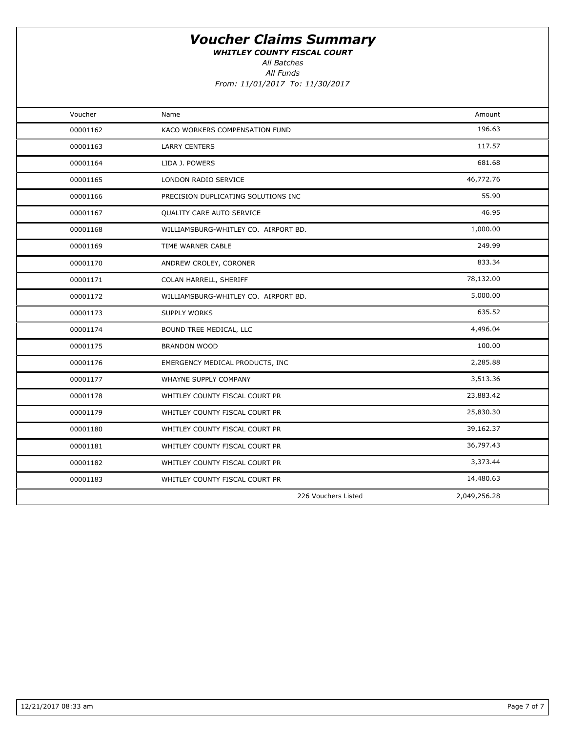# Voucher Claims Summary

***WHITLEY COUNTY FISCAL COURT***

*All Batches*

*All Funds*

*From: 11/01/2017 To: 11/30/2017*

| Voucher | Name | Amount |
|---|---|---|
| 00001162 | KACO WORKERS COMPENSATION FUND | 196.63 |
| 00001163 | LARRY CENTERS | 117.57 |
| 00001164 | LIDA J. POWERS | 681.68 |
| 00001165 | LONDON RADIO SERVICE | 46,772.76 |
| 00001166 | PRECISION DUPLICATING SOLUTIONS INC | 55.90 |
| 00001167 | QUALITY CARE AUTO SERVICE | 46.95 |
| 00001168 | WILLIAMSBURG-WHITLEY CO. AIRPORT BD. | 1,000.00 |
| 00001169 | TIME WARNER CABLE | 249.99 |
| 00001170 | ANDREW CROLEY, CORONER | 833.34 |
| 00001171 | COLAN HARRELL, SHERIFF | 78,132.00 |
| 00001172 | WILLIAMSBURG-WHITLEY CO. AIRPORT BD. | 5,000.00 |
| 00001173 | SUPPLY WORKS | 635.52 |
| 00001174 | BOUND TREE MEDICAL, LLC | 4,496.04 |
| 00001175 | BRANDON WOOD | 100.00 |
| 00001176 | EMERGENCY MEDICAL PRODUCTS, INC | 2,285.88 |
| 00001177 | WHAYNE SUPPLY COMPANY | 3,513.36 |
| 00001178 | WHITLEY COUNTY FISCAL COURT PR | 23,883.42 |
| 00001179 | WHITLEY COUNTY FISCAL COURT PR | 25,830.30 |
| 00001180 | WHITLEY COUNTY FISCAL COURT PR | 39,162.37 |
| 00001181 | WHITLEY COUNTY FISCAL COURT PR | 36,797.43 |
| 00001182 | WHITLEY COUNTY FISCAL COURT PR | 3,373.44 |
| 00001183 | WHITLEY COUNTY FISCAL COURT PR | 14,480.63 |
| | 226 Vouchers Listed | 2,049,256.28 |

12/21/2017 08:33 am